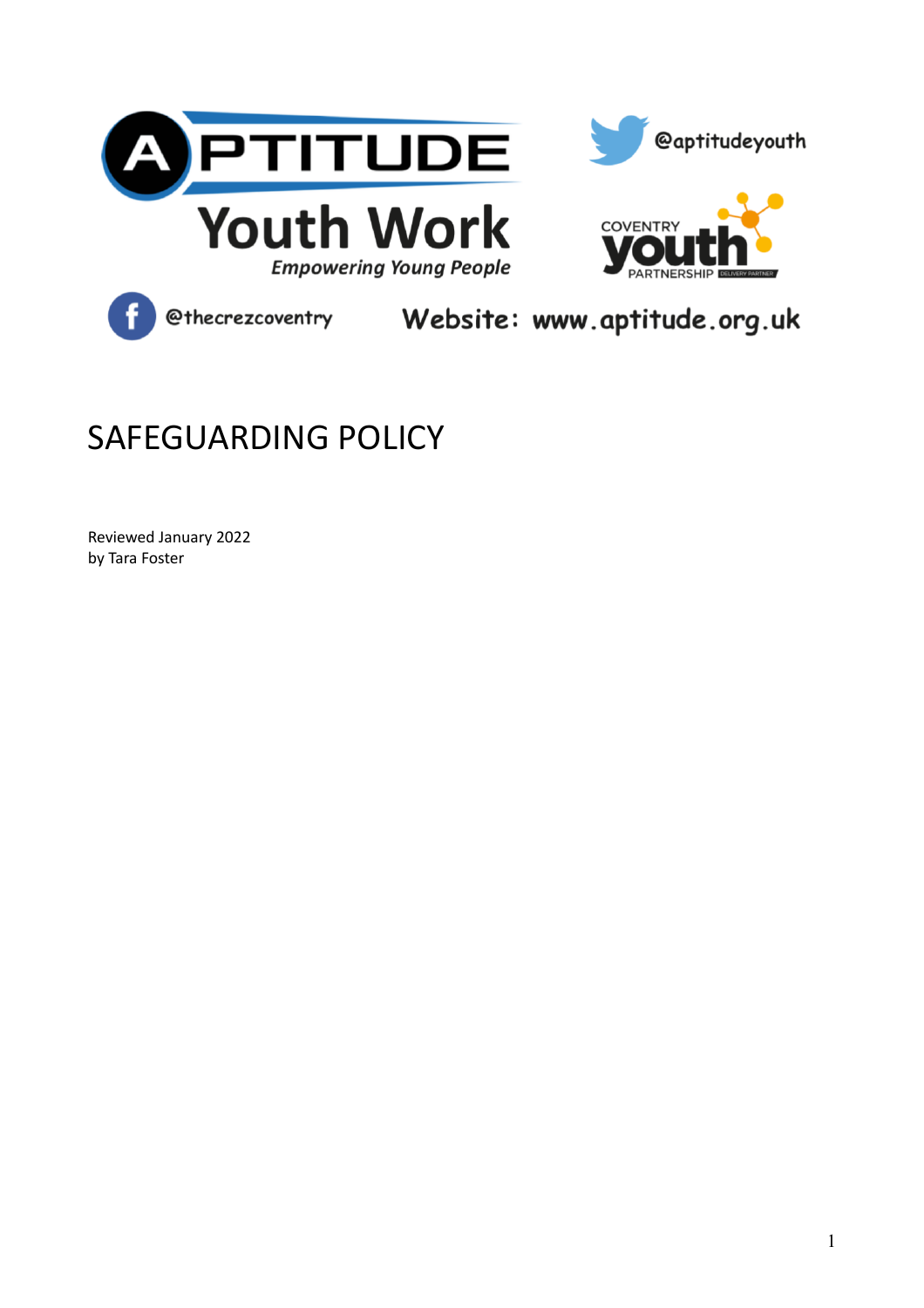APTITUDE Youth Work

*Empowering Young People*

@aptitudeyouth

COVENTRY youth PARTNERSHIP DELIVERY PARTNER

@thecrezcoventry

Website: www.aptitude.org.uk

# SAFEGUARDING POLICY

Reviewed January 2022
by Tara Foster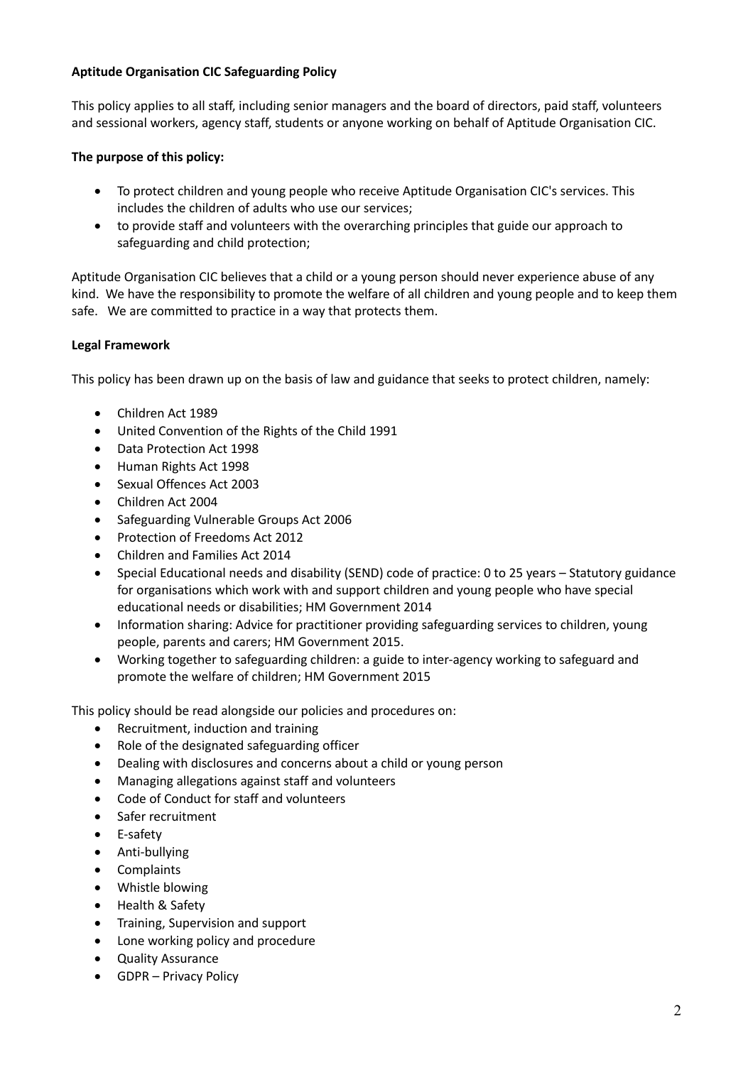**Aptitude Organisation CIC Safeguarding Policy**

This policy applies to all staff, including senior managers and the board of directors, paid staff, volunteers and sessional workers, agency staff, students or anyone working on behalf of Aptitude Organisation CIC.

**The purpose of this policy:**

- To protect children and young people who receive Aptitude Organisation CIC's services. This includes the children of adults who use our services;
- to provide staff and volunteers with the overarching principles that guide our approach to safeguarding and child protection;

Aptitude Organisation CIC believes that a child or a young person should never experience abuse of any kind. We have the responsibility to promote the welfare of all children and young people and to keep them safe. We are committed to practice in a way that protects them.

**Legal Framework**

This policy has been drawn up on the basis of law and guidance that seeks to protect children, namely:

- Children Act 1989
- United Convention of the Rights of the Child 1991
- Data Protection Act 1998
- Human Rights Act 1998
- Sexual Offences Act 2003
- Children Act 2004
- Safeguarding Vulnerable Groups Act 2006
- Protection of Freedoms Act 2012
- Children and Families Act 2014
- Special Educational needs and disability (SEND) code of practice: 0 to 25 years – Statutory guidance for organisations which work with and support children and young people who have special educational needs or disabilities; HM Government 2014
- Information sharing: Advice for practitioner providing safeguarding services to children, young people, parents and carers; HM Government 2015.
- Working together to safeguarding children: a guide to inter-agency working to safeguard and promote the welfare of children; HM Government 2015

This policy should be read alongside our policies and procedures on:

- Recruitment, induction and training
- Role of the designated safeguarding officer
- Dealing with disclosures and concerns about a child or young person
- Managing allegations against staff and volunteers
- Code of Conduct for staff and volunteers
- Safer recruitment
- E-safety
- Anti-bullying
- Complaints
- Whistle blowing
- Health & Safety
- Training, Supervision and support
- Lone working policy and procedure
- Quality Assurance
- GDPR – Privacy Policy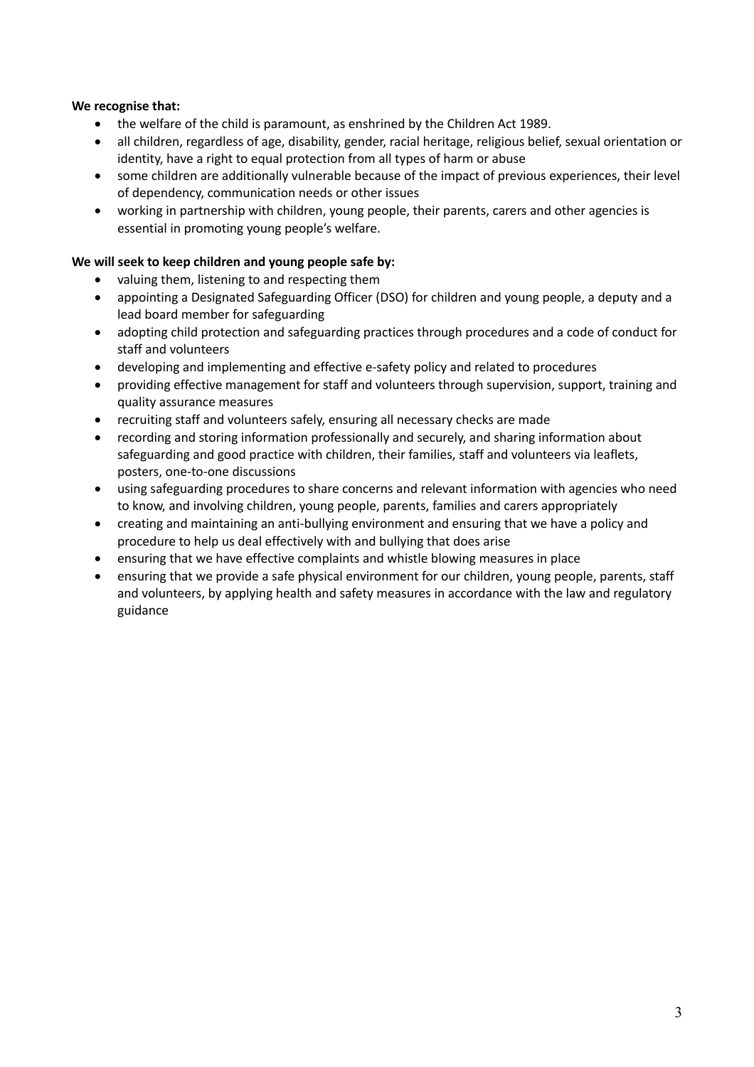**We recognise that:**

- the welfare of the child is paramount, as enshrined by the Children Act 1989.
- all children, regardless of age, disability, gender, racial heritage, religious belief, sexual orientation or identity, have a right to equal protection from all types of harm or abuse
- some children are additionally vulnerable because of the impact of previous experiences, their level of dependency, communication needs or other issues
- working in partnership with children, young people, their parents, carers and other agencies is essential in promoting young people's welfare.

**We will seek to keep children and young people safe by:**

- valuing them, listening to and respecting them
- appointing a Designated Safeguarding Officer (DSO) for children and young people, a deputy and a lead board member for safeguarding
- adopting child protection and safeguarding practices through procedures and a code of conduct for staff and volunteers
- developing and implementing and effective e-safety policy and related to procedures
- providing effective management for staff and volunteers through supervision, support, training and quality assurance measures
- recruiting staff and volunteers safely, ensuring all necessary checks are made
- recording and storing information professionally and securely, and sharing information about safeguarding and good practice with children, their families, staff and volunteers via leaflets, posters, one-to-one discussions
- using safeguarding procedures to share concerns and relevant information with agencies who need to know, and involving children, young people, parents, families and carers appropriately
- creating and maintaining an anti-bullying environment and ensuring that we have a policy and procedure to help us deal effectively with and bullying that does arise
- ensuring that we have effective complaints and whistle blowing measures in place
- ensuring that we provide a safe physical environment for our children, young people, parents, staff and volunteers, by applying health and safety measures in accordance with the law and regulatory guidance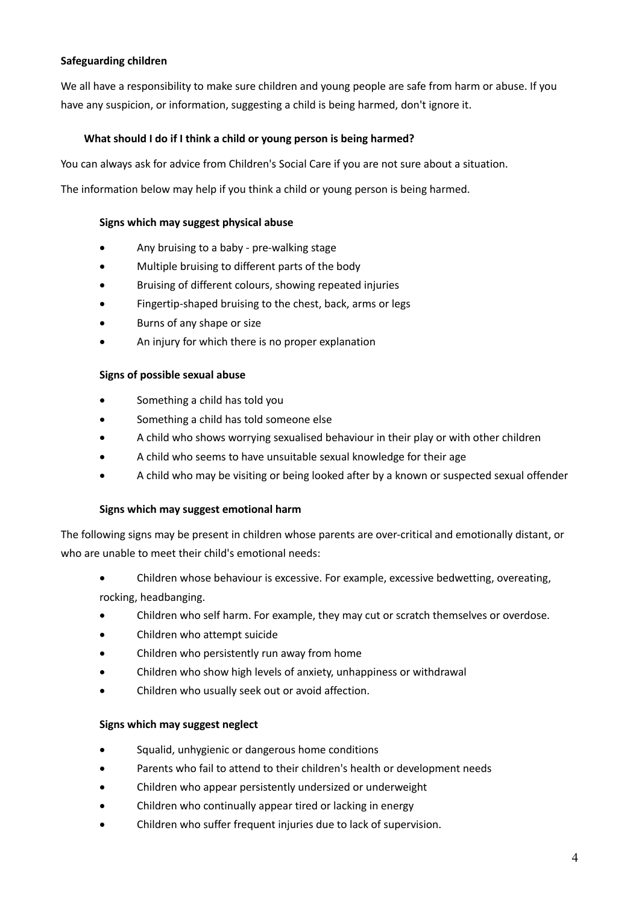**Safeguarding children**

We all have a responsibility to make sure children and young people are safe from harm or abuse. If you have any suspicion, or information, suggesting a child is being harmed, don't ignore it.

**What should I do if I think a child or young person is being harmed?**

You can always ask for advice from Children's Social Care if you are not sure about a situation.

The information below may help if you think a child or young person is being harmed.

**Signs which may suggest physical abuse**

- Any bruising to a baby - pre-walking stage
- Multiple bruising to different parts of the body
- Bruising of different colours, showing repeated injuries
- Fingertip-shaped bruising to the chest, back, arms or legs
- Burns of any shape or size
- An injury for which there is no proper explanation

**Signs of possible sexual abuse**

- Something a child has told you
- Something a child has told someone else
- A child who shows worrying sexualised behaviour in their play or with other children
- A child who seems to have unsuitable sexual knowledge for their age
- A child who may be visiting or being looked after by a known or suspected sexual offender

**Signs which may suggest emotional harm**

The following signs may be present in children whose parents are over-critical and emotionally distant, or who are unable to meet their child's emotional needs:

- Children whose behaviour is excessive. For example, excessive bedwetting, overeating, rocking, headbanging.
- Children who self harm. For example, they may cut or scratch themselves or overdose.
- Children who attempt suicide
- Children who persistently run away from home
- Children who show high levels of anxiety, unhappiness or withdrawal
- Children who usually seek out or avoid affection.

**Signs which may suggest neglect**

- Squalid, unhygienic or dangerous home conditions
- Parents who fail to attend to their children's health or development needs
- Children who appear persistently undersized or underweight
- Children who continually appear tired or lacking in energy
- Children who suffer frequent injuries due to lack of supervision.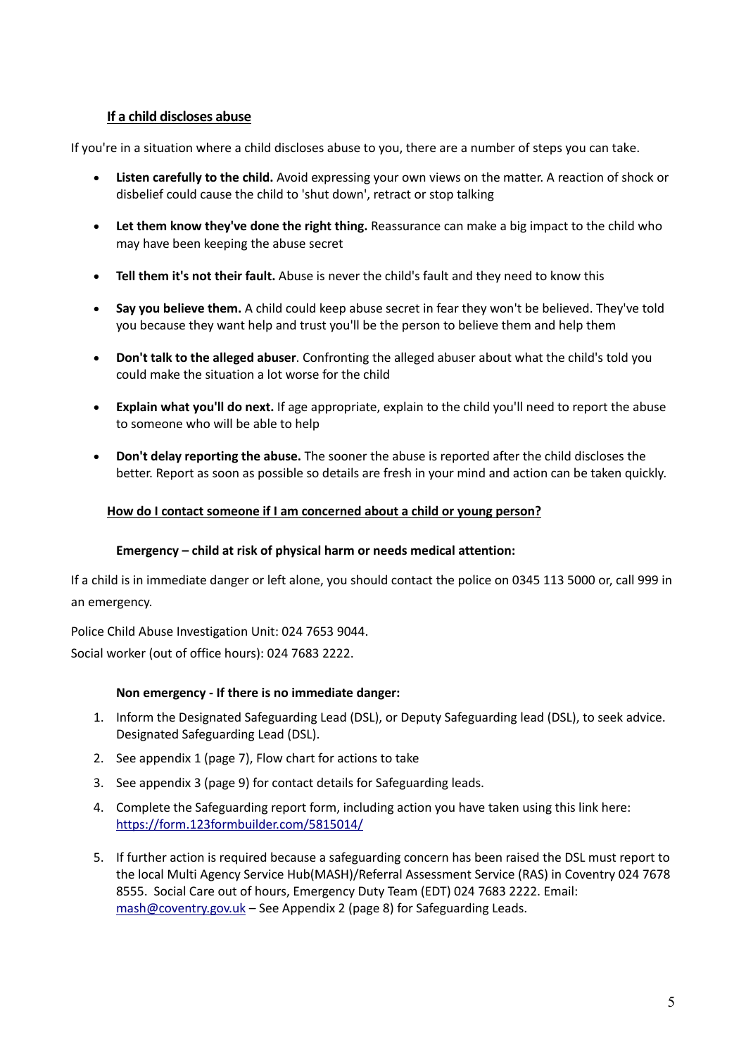## **If a child discloses abuse**

If you're in a situation where a child discloses abuse to you, there are a number of steps you can take.

- **Listen carefully to the child.** Avoid expressing your own views on the matter. A reaction of shock or disbelief could cause the child to 'shut down', retract or stop talking
- **Let them know they've done the right thing.** Reassurance can make a big impact to the child who may have been keeping the abuse secret
- **Tell them it's not their fault.** Abuse is never the child's fault and they need to know this
- **Say you believe them.** A child could keep abuse secret in fear they won't be believed. They've told you because they want help and trust you'll be the person to believe them and help them
- **Don't talk to the alleged abuser**. Confronting the alleged abuser about what the child's told you could make the situation a lot worse for the child
- **Explain what you'll do next.** If age appropriate, explain to the child you'll need to report the abuse to someone who will be able to help
- **Don't delay reporting the abuse.** The sooner the abuse is reported after the child discloses the better. Report as soon as possible so details are fresh in your mind and action can be taken quickly.

## **How do I contact someone if I am concerned about a child or young person?**

### **Emergency – child at risk of physical harm or needs medical attention:**

If a child is in immediate danger or left alone, you should contact the police on 0345 113 5000 or, call 999 in an emergency.

Police Child Abuse Investigation Unit: 024 7653 9044.
Social worker (out of office hours): 024 7683 2222.

### **Non emergency - If there is no immediate danger:**

1. Inform the Designated Safeguarding Lead (DSL), or Deputy Safeguarding lead (DSL), to seek advice. Designated Safeguarding Lead (DSL).
2. See appendix 1 (page 7), Flow chart for actions to take
3. See appendix 3 (page 9) for contact details for Safeguarding leads.
4. Complete the Safeguarding report form, including action you have taken using this link here: https://form.123formbuilder.com/5815014/
5. If further action is required because a safeguarding concern has been raised the DSL must report to the local Multi Agency Service Hub(MASH)/Referral Assessment Service (RAS) in Coventry 024 7678 8555. Social Care out of hours, Emergency Duty Team (EDT) 024 7683 2222. Email: mash@coventry.gov.uk – See Appendix 2 (page 8) for Safeguarding Leads.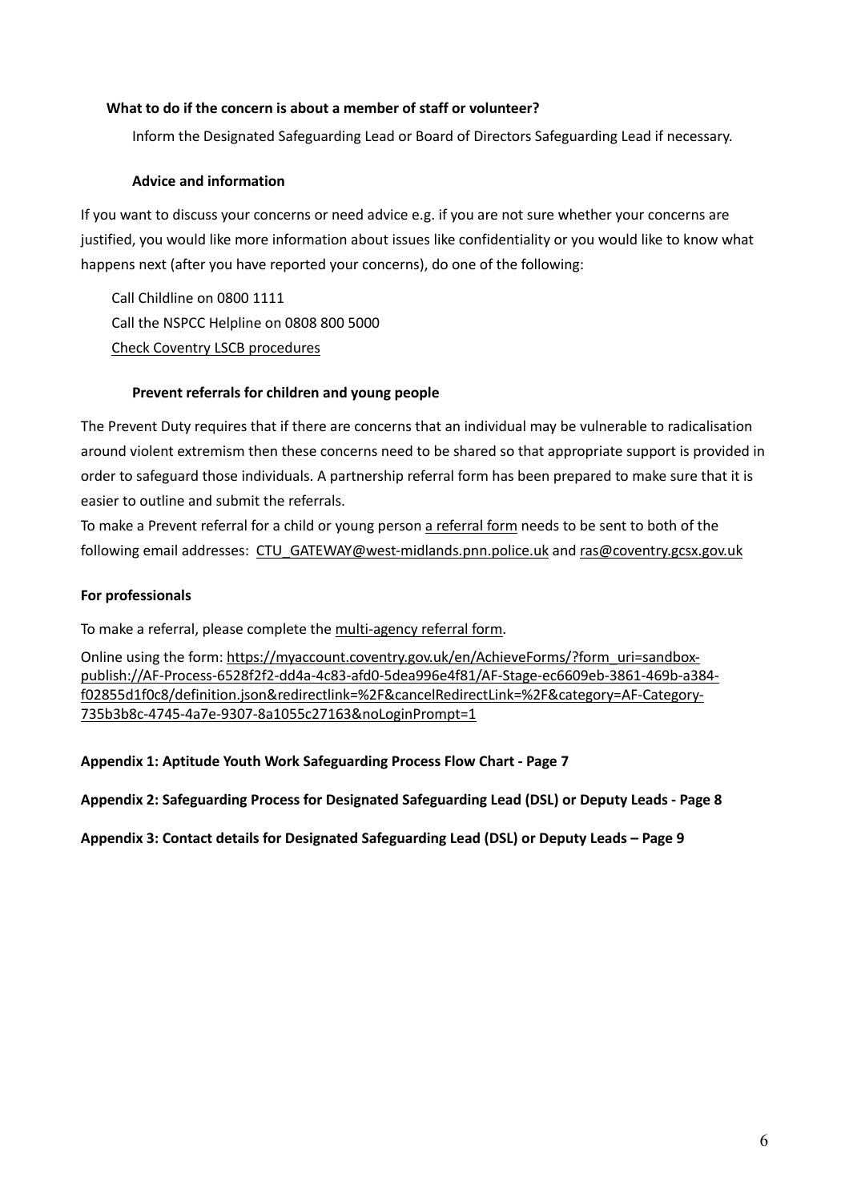### What to do if the concern is about a member of staff or volunteer?

Inform the Designated Safeguarding Lead or Board of Directors Safeguarding Lead if necessary.

### Advice and information

If you want to discuss your concerns or need advice e.g. if you are not sure whether your concerns are justified, you would like more information about issues like confidentiality or you would like to know what happens next (after you have reported your concerns), do one of the following:

Call Childline on 0800 1111
Call the NSPCC Helpline on 0808 800 5000
Check Coventry LSCB procedures

### Prevent referrals for children and young people

The Prevent Duty requires that if there are concerns that an individual may be vulnerable to radicalisation around violent extremism then these concerns need to be shared so that appropriate support is provided in order to safeguard those individuals. A partnership referral form has been prepared to make sure that it is easier to outline and submit the referrals.

To make a Prevent referral for a child or young person a referral form needs to be sent to both of the following email addresses: CTU_GATEWAY@west-midlands.pnn.police.uk and ras@coventry.gcsx.gov.uk

### For professionals

To make a referral, please complete the multi-agency referral form.

Online using the form: https://myaccount.coventry.gov.uk/en/AchieveForms/?form_uri=sandbox-publish://AF-Process-6528f2f2-dd4a-4c83-afd0-5dea996e4f81/AF-Stage-ec6609eb-3861-469b-a384-f02855d1f0c8/definition.json&redirectlink=%2F&cancelRedirectLink=%2F&category=AF-Category-735b3b8c-4745-4a7e-9307-8a1055c27163&noLoginPrompt=1

**Appendix 1: Aptitude Youth Work Safeguarding Process Flow Chart - Page 7**

**Appendix 2: Safeguarding Process for Designated Safeguarding Lead (DSL) or Deputy Leads - Page 8**

**Appendix 3: Contact details for Designated Safeguarding Lead (DSL) or Deputy Leads – Page 9**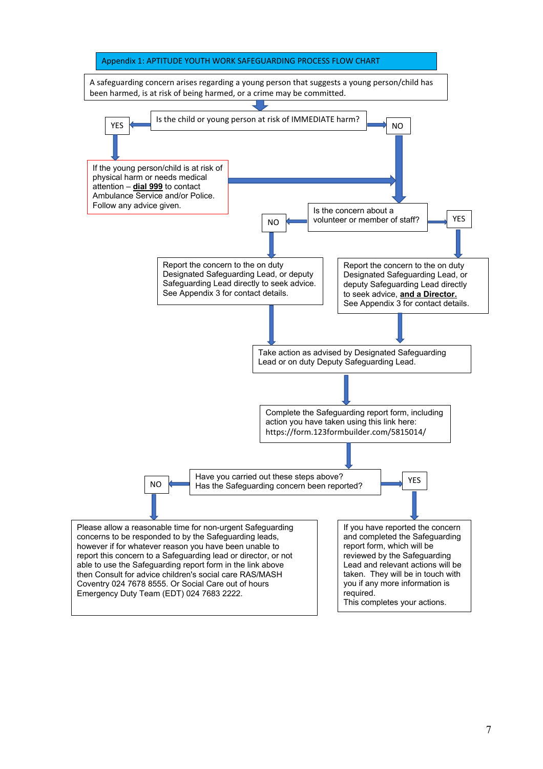## Appendix 1: APTITUDE YOUTH WORK SAFEGUARDING PROCESS FLOW CHART

A safeguarding concern arises regarding a young person that suggests a young person/child has been harmed, is at risk of being harmed, or a crime may be committed.

**Is the child or young person at risk of IMMEDIATE harm?**

- **YES** → If the young person/child is at risk of physical harm or needs medical attention – **dial 999** to contact Ambulance Service and/or Police. Follow any advice given. → then proceed to the next question.
- **NO** → proceed to the next question.

**Is the concern about a volunteer or member of staff?**

- **NO** → Report the concern to the on duty Designated Safeguarding Lead, or deputy Safeguarding Lead directly to seek advice. See Appendix 3 for contact details.
- **YES** → Report the concern to the on duty Designated Safeguarding Lead, or deputy Safeguarding Lead directly to seek advice, **and a Director.** See Appendix 3 for contact details.

↓

Take action as advised by Designated Safeguarding Lead or on duty Deputy Safeguarding Lead.

↓

Complete the Safeguarding report form, including action you have taken using this link here: https://form.123formbuilder.com/5815014/

↓

**Have you carried out these steps above? Has the Safeguarding concern been reported?**

- **NO** → Please allow a reasonable time for non-urgent Safeguarding concerns to be responded to by the Safeguarding leads, however if for whatever reason you have been unable to report this concern to a Safeguarding lead or director, or not able to use the Safeguarding report form in the link above then Consult for advice children's social care RAS/MASH Coventry 024 7678 8555. Or Social Care out of hours Emergency Duty Team (EDT) 024 7683 2222.
- **YES** → If you have reported the concern and completed the Safeguarding report form, which will be reviewed by the Safeguarding Lead and relevant actions will be taken. They will be in touch with you if any more information is required. This completes your actions.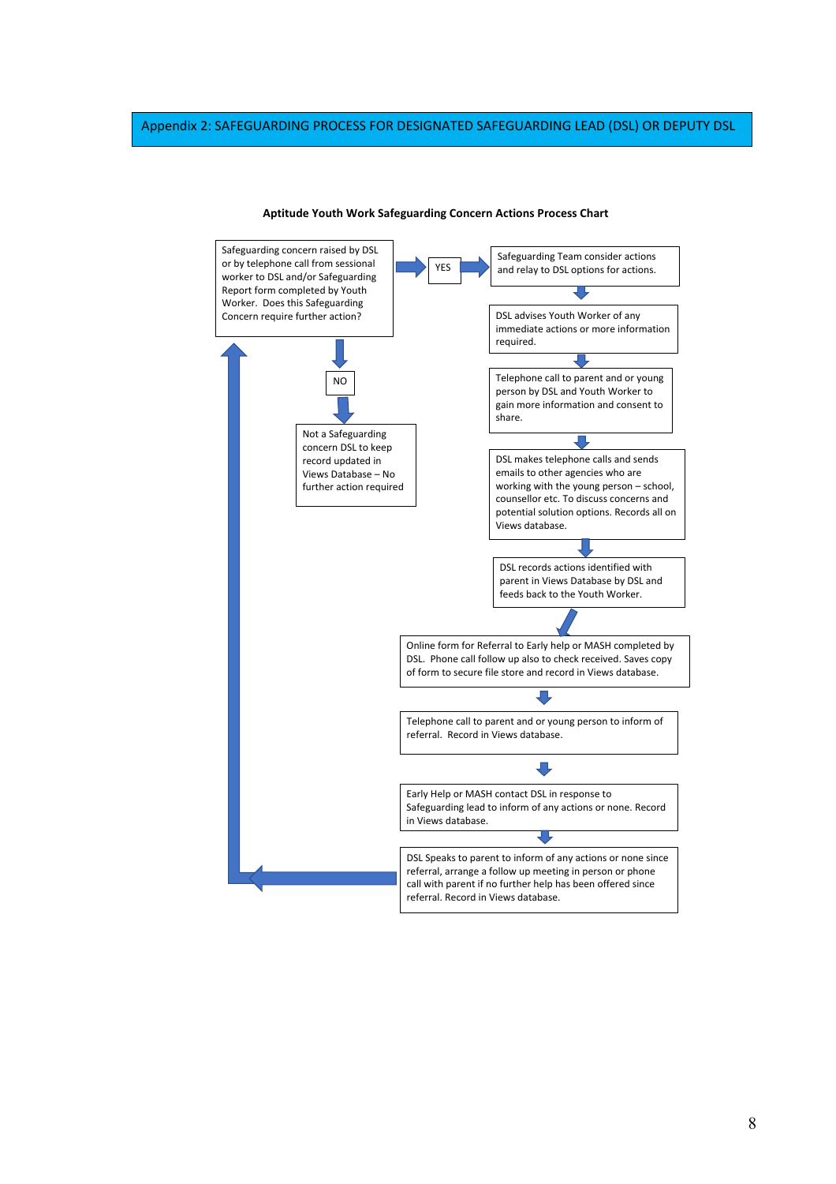# Appendix 2: SAFEGUARDING PROCESS FOR DESIGNATED SAFEGUARDING LEAD (DSL) OR DEPUTY DSL

**Aptitude Youth Work Safeguarding Concern Actions Process Chart**

Safeguarding concern raised by DSL or by telephone call from sessional worker to DSL and/or Safeguarding Report form completed by Youth Worker. Does this Safeguarding Concern require further action?

**NO**

Not a Safeguarding concern DSL to keep record updated in Views Database – No further action required

**YES**

Safeguarding Team consider actions and relay to DSL options for actions.

DSL advises Youth Worker of any immediate actions or more information required.

Telephone call to parent and or young person by DSL and Youth Worker to gain more information and consent to share.

DSL makes telephone calls and sends emails to other agencies who are working with the young person – school, counsellor etc. To discuss concerns and potential solution options. Records all on Views database.

DSL records actions identified with parent in Views Database by DSL and feeds back to the Youth Worker.

Online form for Referral to Early help or MASH completed by DSL. Phone call follow up also to check received. Saves copy of form to secure file store and record in Views database.

Telephone call to parent and or young person to inform of referral. Record in Views database.

Early Help or MASH contact DSL in response to Safeguarding lead to inform of any actions or none. Record in Views database.

DSL Speaks to parent to inform of any actions or none since referral, arrange a follow up meeting in person or phone call with parent if no further help has been offered since referral. Record in Views database.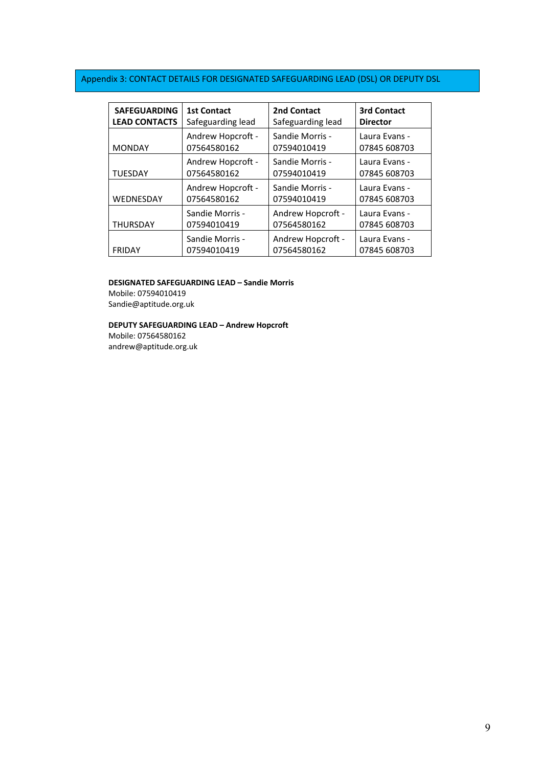## Appendix 3: CONTACT DETAILS FOR DESIGNATED SAFEGUARDING LEAD (DSL) OR DEPUTY DSL

| **SAFEGUARDING LEAD CONTACTS** | **1st Contact** Safeguarding lead | **2nd Contact** Safeguarding lead | **3rd Contact Director** |
|---|---|---|---|
| MONDAY | Andrew Hopcroft - 07564580162 | Sandie Morris - 07594010419 | Laura Evans - 07845 608703 |
| TUESDAY | Andrew Hopcroft - 07564580162 | Sandie Morris - 07594010419 | Laura Evans - 07845 608703 |
| WEDNESDAY | Andrew Hopcroft - 07564580162 | Sandie Morris - 07594010419 | Laura Evans - 07845 608703 |
| THURSDAY | Sandie Morris - 07594010419 | Andrew Hopcroft - 07564580162 | Laura Evans - 07845 608703 |
| FRIDAY | Sandie Morris - 07594010419 | Andrew Hopcroft - 07564580162 | Laura Evans - 07845 608703 |

**DESIGNATED SAFEGUARDING LEAD – Sandie Morris**
Mobile: 07594010419
Sandie@aptitude.org.uk

**DEPUTY SAFEGUARDING LEAD – Andrew Hopcroft**
Mobile: 07564580162
andrew@aptitude.org.uk